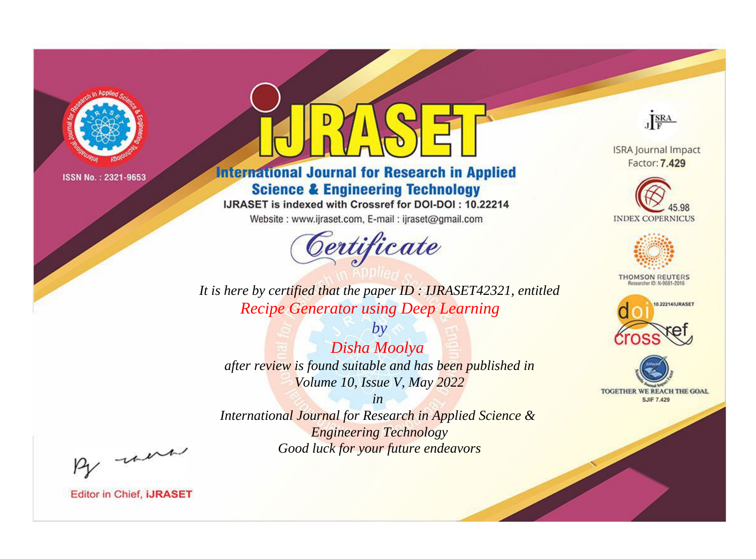ISSN No. : 2321-9653

# IJRASET

## International Journal for Research in Applied Science & Engineering Technology

IJRASET is indexed with Crossref for DOI-DOI : 10.22214

Website : www.ijraset.com, E-mail : ijraset@gmail.com

# Certificate

*It is here by certified that the paper ID : IJRASET42321, entitled*

*Recipe Generator using Deep Learning*

*by*

*Disha Moolya*

*after review is found suitable and has been published in*

*Volume 10, Issue V, May 2022*

*in*

*International Journal for Research in Applied Science & Engineering Technology*

*Good luck for your future endeavors*

ISRA Journal Impact Factor: **7.429**

45.98 INDEX COPERNICUS

THOMSON REUTERS Researcher ID: N-9681-2016

10.22214/IJRASET

TOGETHER WE REACH THE GOAL SJIF 7.429

Editor in Chief, **IJRASET**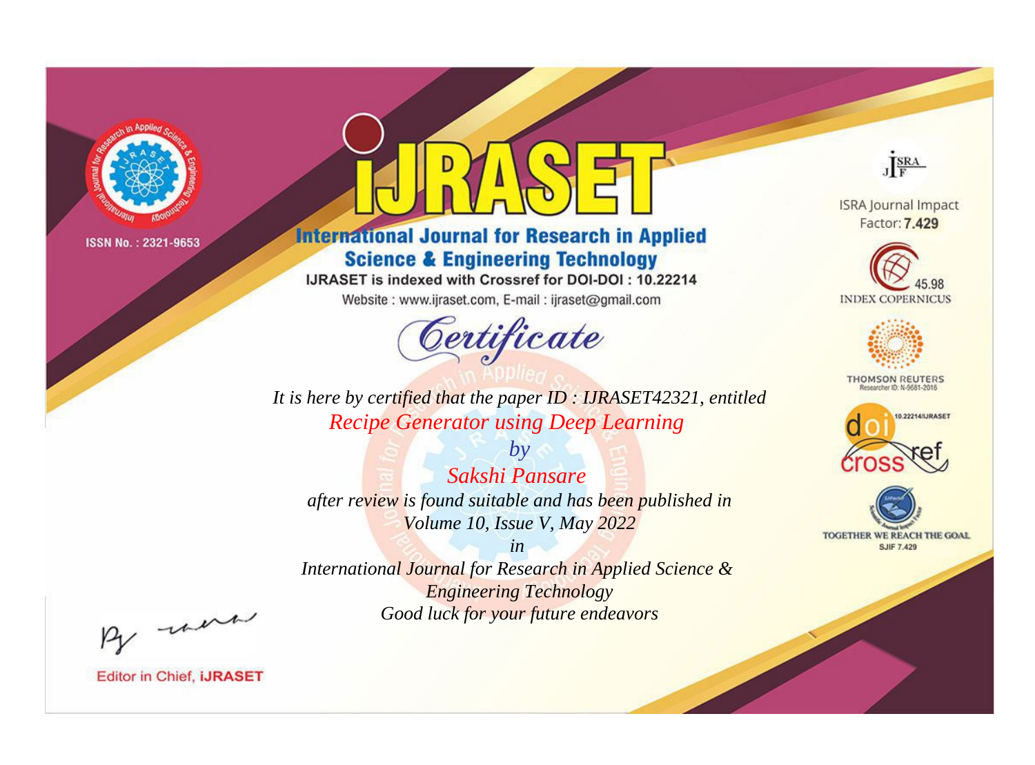ISSN No. : 2321-9653

# IJRASET

## International Journal for Research in Applied Science & Engineering Technology

IJRASET is indexed with Crossref for DOI-DOI : 10.22214

Website : www.ijraset.com, E-mail : ijraset@gmail.com

ISRA Journal Impact Factor: **7.429**

45.98 INDEX COPERNICUS

THOMSON REUTERS Researcher ID: N-9681-2016

10.22214/IJRASET

TOGETHER WE REACH THE GOAL SJIF 7.429

## *Certificate*

*It is here by certified that the paper ID : IJRASET42321, entitled*

*Recipe Generator using Deep Learning*

*by*

*Sakshi Pansare*

*after review is found suitable and has been published in*

*Volume 10, Issue V, May 2022*

*in*

*International Journal for Research in Applied Science & Engineering Technology*

*Good luck for your future endeavors*

Editor in Chief, **iJRASET**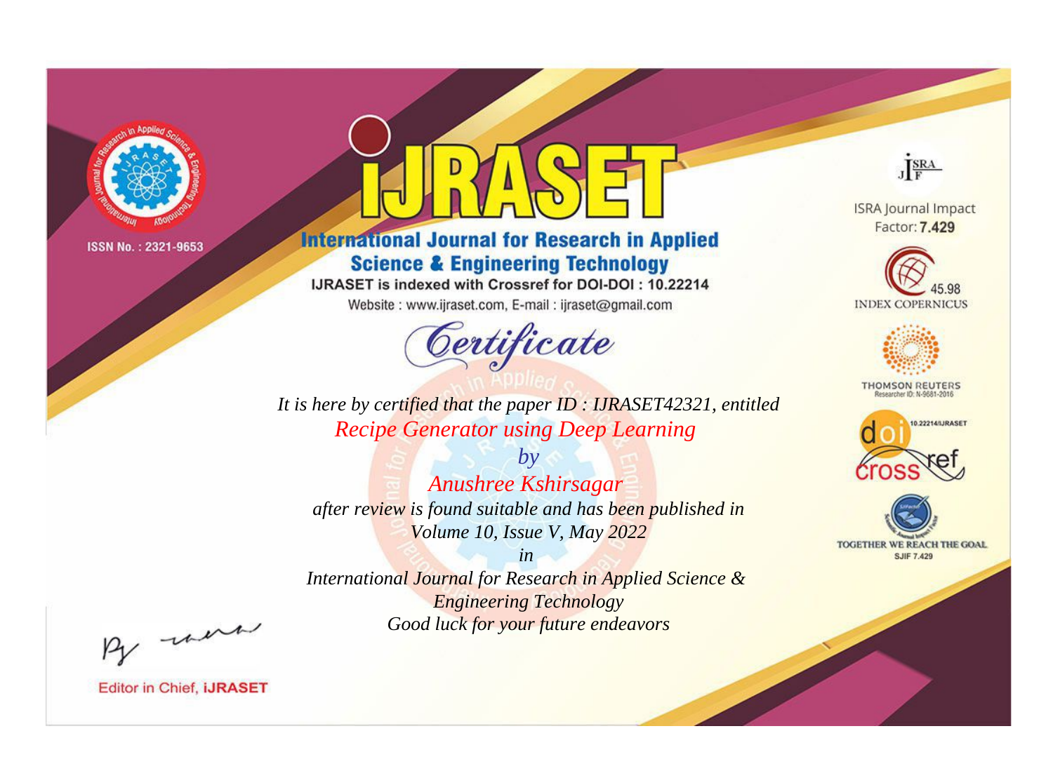ISSN No. : 2321-9653

# iJRASET

## International Journal for Research in Applied Science & Engineering Technology

IJRASET is indexed with Crossref for DOI-DOI : 10.22214

Website : www.ijraset.com, E-mail : ijraset@gmail.com

*Certificate*

*It is here by certified that the paper ID : IJRASET42321, entitled*

*Recipe Generator using Deep Learning*

*by*

*Anushree Kshirsagar*

*after review is found suitable and has been published in*

*Volume 10, Issue V, May 2022*

*in*

*International Journal for Research in Applied Science & Engineering Technology*

*Good luck for your future endeavors*

ISRA Journal Impact Factor: **7.429**

45.98 INDEX COPERNICUS

THOMSON REUTERS Researcher ID: N-9681-2016

10.22214/IJRASET

TOGETHER WE REACH THE GOAL SJIF 7.429

Editor in Chief, **iJRASET**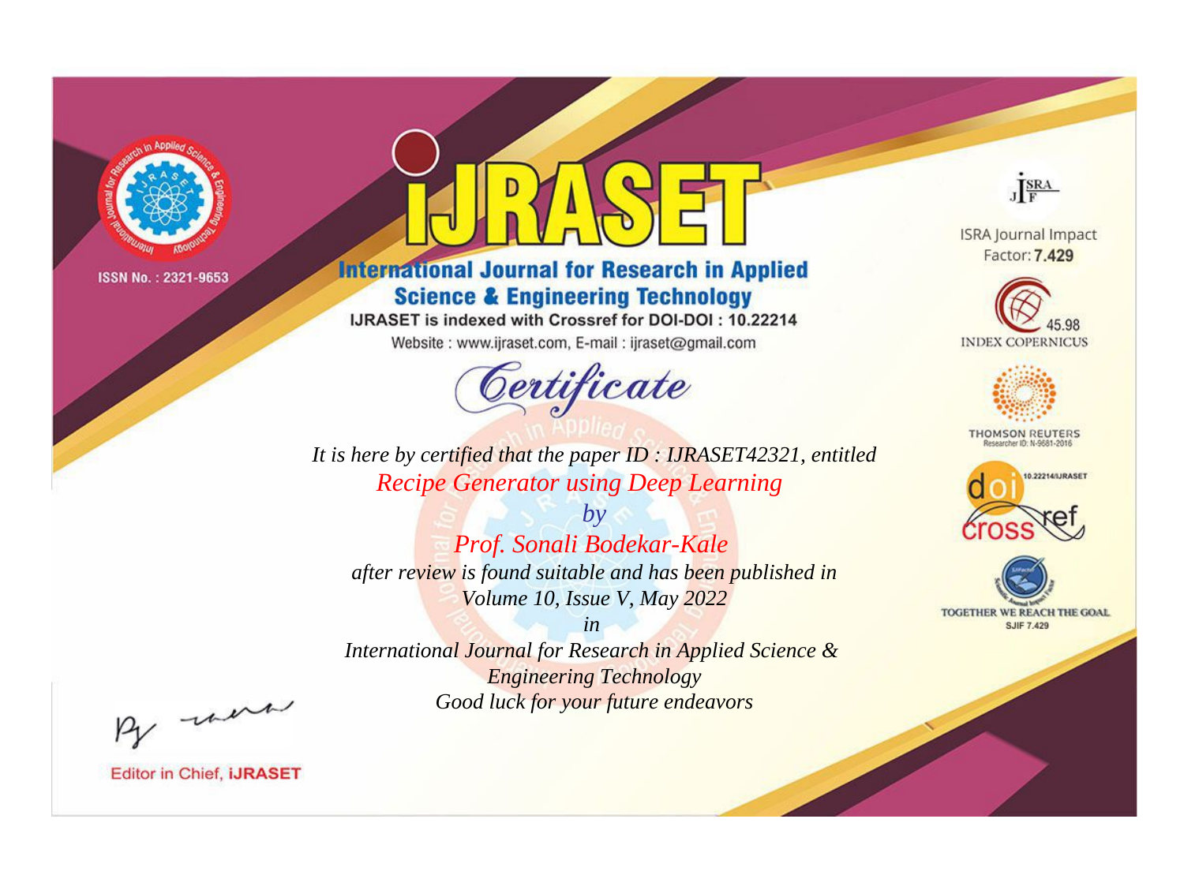ISSN No. : 2321-9653

# IJRASET

## International Journal for Research in Applied Science & Engineering Technology

IJRASET is indexed with Crossref for DOI-DOI : 10.22214

Website : www.ijraset.com, E-mail : ijraset@gmail.com

*Certificate*

*It is here by certified that the paper ID : IJRASET42321, entitled*

*Recipe Generator using Deep Learning*

*by*

*Prof. Sonali Bodekar-Kale*

*after review is found suitable and has been published in*

*Volume 10, Issue V, May 2022*

*in*

*International Journal for Research in Applied Science & Engineering Technology*

*Good luck for your future endeavors*

ISRA Journal Impact Factor: **7.429**

45.98 INDEX COPERNICUS

THOMSON REUTERS Researcher ID: N-9681-2016

10.22214/IJRASET

TOGETHER WE REACH THE GOAL SJIF 7.429

Editor in Chief, **iJRASET**